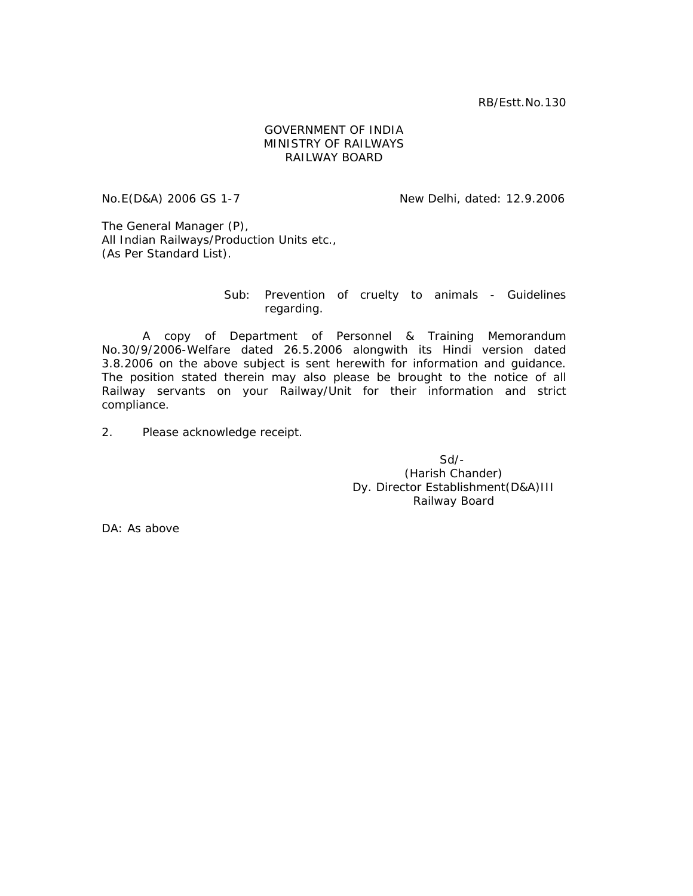RB/Estt.No.130

GOVERNMENT OF INDIA
MINISTRY OF RAILWAYS
RAILWAY BOARD

No.E(D&A) 2006 GS 1-7                                    New Delhi, dated: 12.9.2006

The General Manager (P),
All Indian Railways/Production Units etc.,
(As Per Standard List).

Sub: Prevention of cruelty to animals - Guidelines regarding.

A copy of Department of Personnel & Training Memorandum No.30/9/2006-Welfare dated 26.5.2006 alongwith its Hindi version dated 3.8.2006 on the above subject is sent herewith for information and guidance. The position stated therein may also please be brought to the notice of all Railway servants on your Railway/Unit for their information and strict compliance.

2. Please acknowledge receipt.

Sd/-
(Harish Chander)
Dy. Director Establishment(D&A)III
Railway Board

DA: As above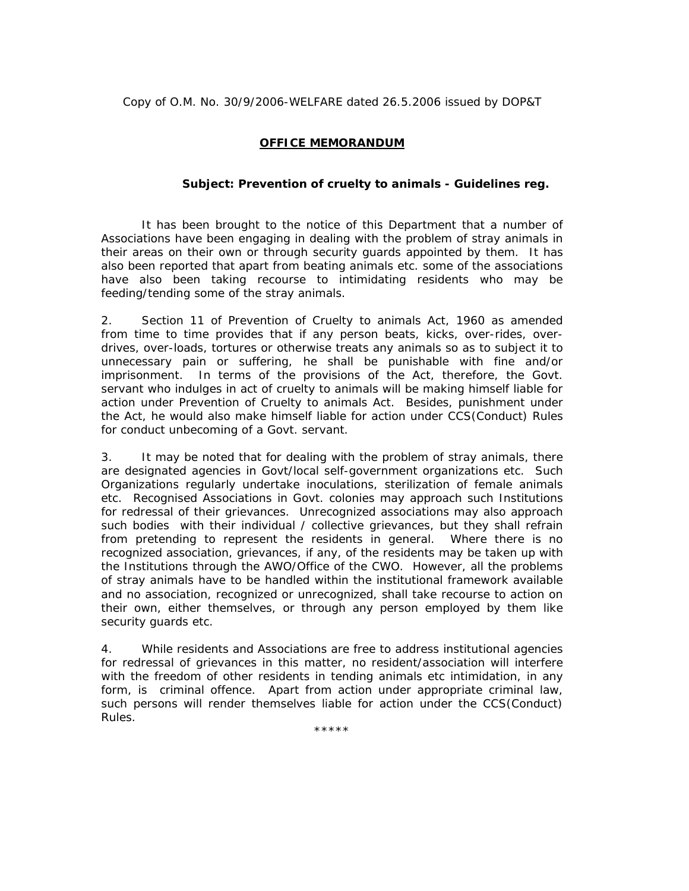Copy of O.M. No. 30/9/2006-WELFARE dated 26.5.2006 issued by DOP&T

## OFFICE MEMORANDUM

### Subject: Prevention of cruelty to animals - Guidelines reg.

It has been brought to the notice of this Department that a number of Associations have been engaging in dealing with the problem of stray animals in their areas on their own or through security guards appointed by them. It has also been reported that apart from beating animals etc. some of the associations have also been taking recourse to intimidating residents who may be feeding/tending some of the stray animals.

2. Section 11 of Prevention of Cruelty to animals Act, 1960 as amended from time to time provides that if any person beats, kicks, over-rides, over-drives, over-loads, tortures or otherwise treats any animals so as to subject it to unnecessary pain or suffering, he shall be punishable with fine and/or imprisonment. In terms of the provisions of the Act, therefore, the Govt. servant who indulges in act of cruelty to animals will be making himself liable for action under Prevention of Cruelty to animals Act. Besides, punishment under the Act, he would also make himself liable for action under CCS(Conduct) Rules for conduct unbecoming of a Govt. servant.

3. It may be noted that for dealing with the problem of stray animals, there are designated agencies in Govt/local self-government organizations etc. Such Organizations regularly undertake inoculations, sterilization of female animals etc. Recognised Associations in Govt. colonies may approach such Institutions for redressal of their grievances. Unrecognized associations may also approach such bodies with their individual / collective grievances, but they shall refrain from pretending to represent the residents in general. Where there is no recognized association, grievances, if any, of the residents may be taken up with the Institutions through the AWO/Office of the CWO. However, all the problems of stray animals have to be handled within the institutional framework available and no association, recognized or unrecognized, shall take recourse to action on their own, either themselves, or through any person employed by them like security guards etc.

4. While residents and Associations are free to address institutional agencies for redressal of grievances in this matter, no resident/association will interfere with the freedom of other residents in tending animals etc intimidation, in any form, is criminal offence. Apart from action under appropriate criminal law, such persons will render themselves liable for action under the CCS(Conduct) Rules.

*****